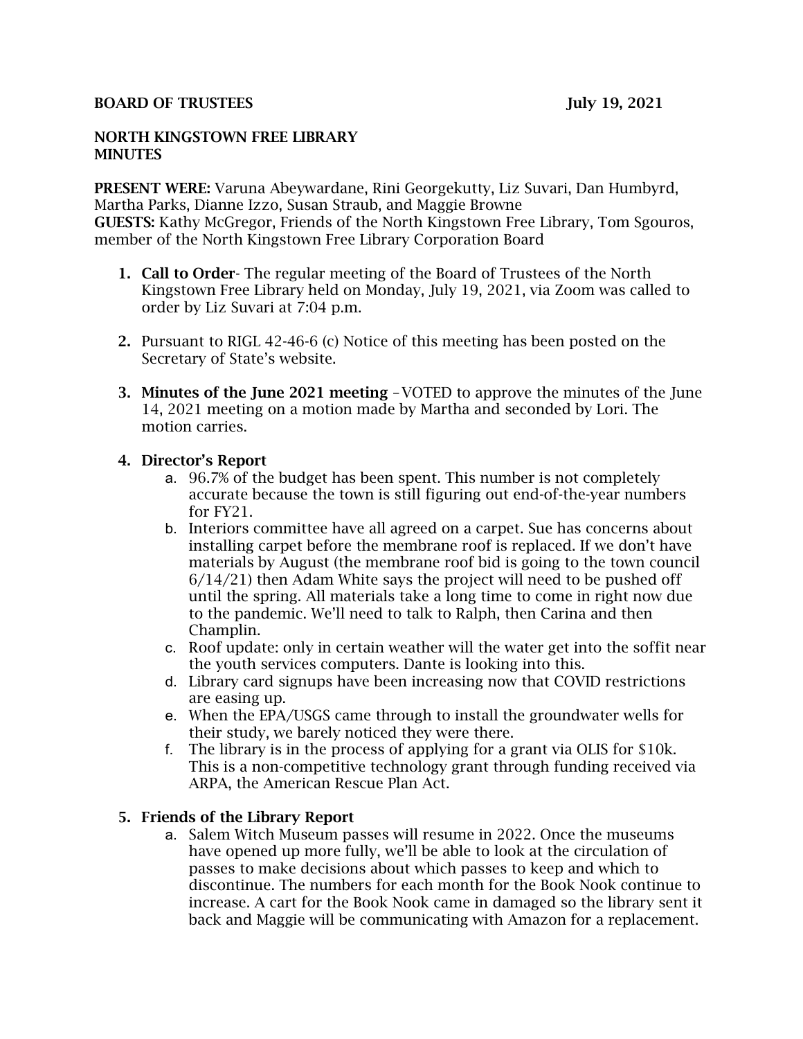**BOARD OF TRUSTEES** **July 19, 2021**

**NORTH KINGSTOWN FREE LIBRARY**
**MINUTES**

**PRESENT WERE:** Varuna Abeywardane, Rini Georgekutty, Liz Suvari, Dan Humbyrd, Martha Parks, Dianne Izzo, Susan Straub, and Maggie Browne
**GUESTS:** Kathy McGregor, Friends of the North Kingstown Free Library, Tom Sgouros, member of the North Kingstown Free Library Corporation Board

1. **Call to Order**- The regular meeting of the Board of Trustees of the North Kingstown Free Library held on Monday, July 19, 2021, via Zoom was called to order by Liz Suvari at 7:04 p.m.

2. Pursuant to RIGL 42-46-6 (c) Notice of this meeting has been posted on the Secretary of State's website.

3. **Minutes of the June 2021 meeting** –VOTED to approve the minutes of the June 14, 2021 meeting on a motion made by Martha and seconded by Lori. The motion carries.

4. **Director's Report**
   a. 96.7% of the budget has been spent. This number is not completely accurate because the town is still figuring out end-of-the-year numbers for FY21.
   b. Interiors committee have all agreed on a carpet. Sue has concerns about installing carpet before the membrane roof is replaced. If we don't have materials by August (the membrane roof bid is going to the town council 6/14/21) then Adam White says the project will need to be pushed off until the spring. All materials take a long time to come in right now due to the pandemic. We'll need to talk to Ralph, then Carina and then Champlin.
   c. Roof update: only in certain weather will the water get into the soffit near the youth services computers. Dante is looking into this.
   d. Library card signups have been increasing now that COVID restrictions are easing up.
   e. When the EPA/USGS came through to install the groundwater wells for their study, we barely noticed they were there.
   f. The library is in the process of applying for a grant via OLIS for $10k. This is a non-competitive technology grant through funding received via ARPA, the American Rescue Plan Act.

5. **Friends of the Library Report**
   a. Salem Witch Museum passes will resume in 2022. Once the museums have opened up more fully, we'll be able to look at the circulation of passes to make decisions about which passes to keep and which to discontinue. The numbers for each month for the Book Nook continue to increase. A cart for the Book Nook came in damaged so the library sent it back and Maggie will be communicating with Amazon for a replacement.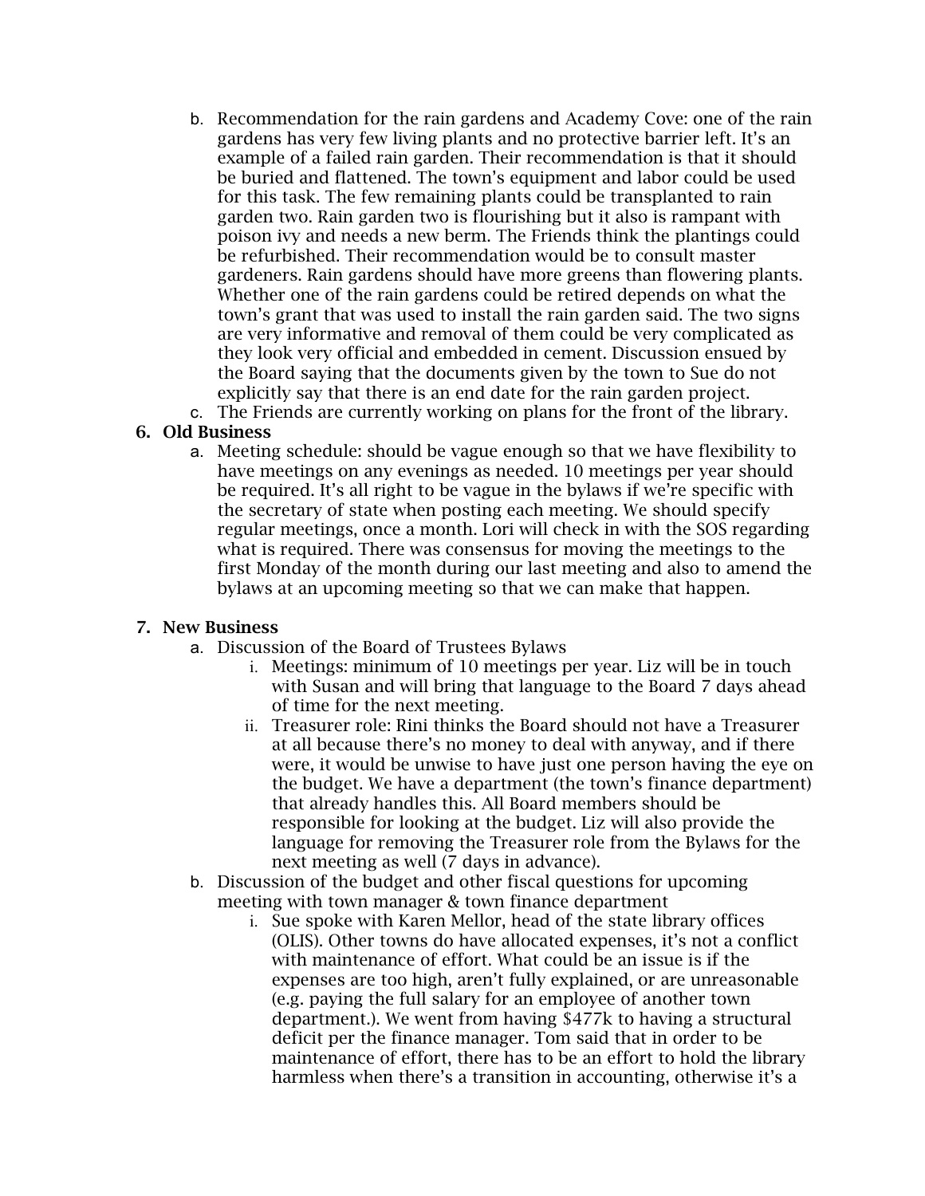b. Recommendation for the rain gardens and Academy Cove: one of the rain gardens has very few living plants and no protective barrier left. It's an example of a failed rain garden. Their recommendation is that it should be buried and flattened. The town's equipment and labor could be used for this task. The few remaining plants could be transplanted to rain garden two. Rain garden two is flourishing but it also is rampant with poison ivy and needs a new berm. The Friends think the plantings could be refurbished. Their recommendation would be to consult master gardeners. Rain gardens should have more greens than flowering plants. Whether one of the rain gardens could be retired depends on what the town's grant that was used to install the rain garden said. The two signs are very informative and removal of them could be very complicated as they look very official and embedded in cement. Discussion ensued by the Board saying that the documents given by the town to Sue do not explicitly say that there is an end date for the rain garden project.

c. The Friends are currently working on plans for the front of the library.

**6. Old Business**

a. Meeting schedule: should be vague enough so that we have flexibility to have meetings on any evenings as needed. 10 meetings per year should be required. It's all right to be vague in the bylaws if we're specific with the secretary of state when posting each meeting. We should specify regular meetings, once a month. Lori will check in with the SOS regarding what is required. There was consensus for moving the meetings to the first Monday of the month during our last meeting and also to amend the bylaws at an upcoming meeting so that we can make that happen.

**7. New Business**

a. Discussion of the Board of Trustees Bylaws

i. Meetings: minimum of 10 meetings per year. Liz will be in touch with Susan and will bring that language to the Board 7 days ahead of time for the next meeting.

ii. Treasurer role: Rini thinks the Board should not have a Treasurer at all because there's no money to deal with anyway, and if there were, it would be unwise to have just one person having the eye on the budget. We have a department (the town's finance department) that already handles this. All Board members should be responsible for looking at the budget. Liz will also provide the language for removing the Treasurer role from the Bylaws for the next meeting as well (7 days in advance).

b. Discussion of the budget and other fiscal questions for upcoming meeting with town manager & town finance department

i. Sue spoke with Karen Mellor, head of the state library offices (OLIS). Other towns do have allocated expenses, it's not a conflict with maintenance of effort. What could be an issue is if the expenses are too high, aren't fully explained, or are unreasonable (e.g. paying the full salary for an employee of another town department.). We went from having $477k to having a structural deficit per the finance manager. Tom said that in order to be maintenance of effort, there has to be an effort to hold the library harmless when there's a transition in accounting, otherwise it's a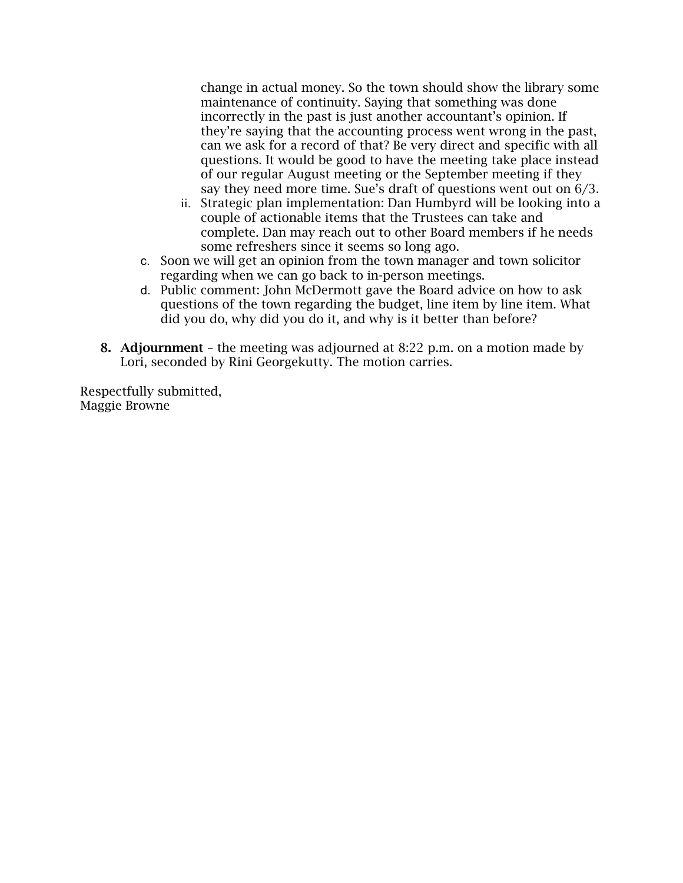change in actual money. So the town should show the library some maintenance of continuity. Saying that something was done incorrectly in the past is just another accountant's opinion. If they're saying that the accounting process went wrong in the past, can we ask for a record of that? Be very direct and specific with all questions. It would be good to have the meeting take place instead of our regular August meeting or the September meeting if they say they need more time. Sue's draft of questions went out on 6/3.

ii. Strategic plan implementation: Dan Humbyrd will be looking into a couple of actionable items that the Trustees can take and complete. Dan may reach out to other Board members if he needs some refreshers since it seems so long ago.

c. Soon we will get an opinion from the town manager and town solicitor regarding when we can go back to in-person meetings.

d. Public comment: John McDermott gave the Board advice on how to ask questions of the town regarding the budget, line item by line item. What did you do, why did you do it, and why is it better than before?

8. **Adjournment** – the meeting was adjourned at 8:22 p.m. on a motion made by Lori, seconded by Rini Georgekutty. The motion carries.

Respectfully submitted,
Maggie Browne